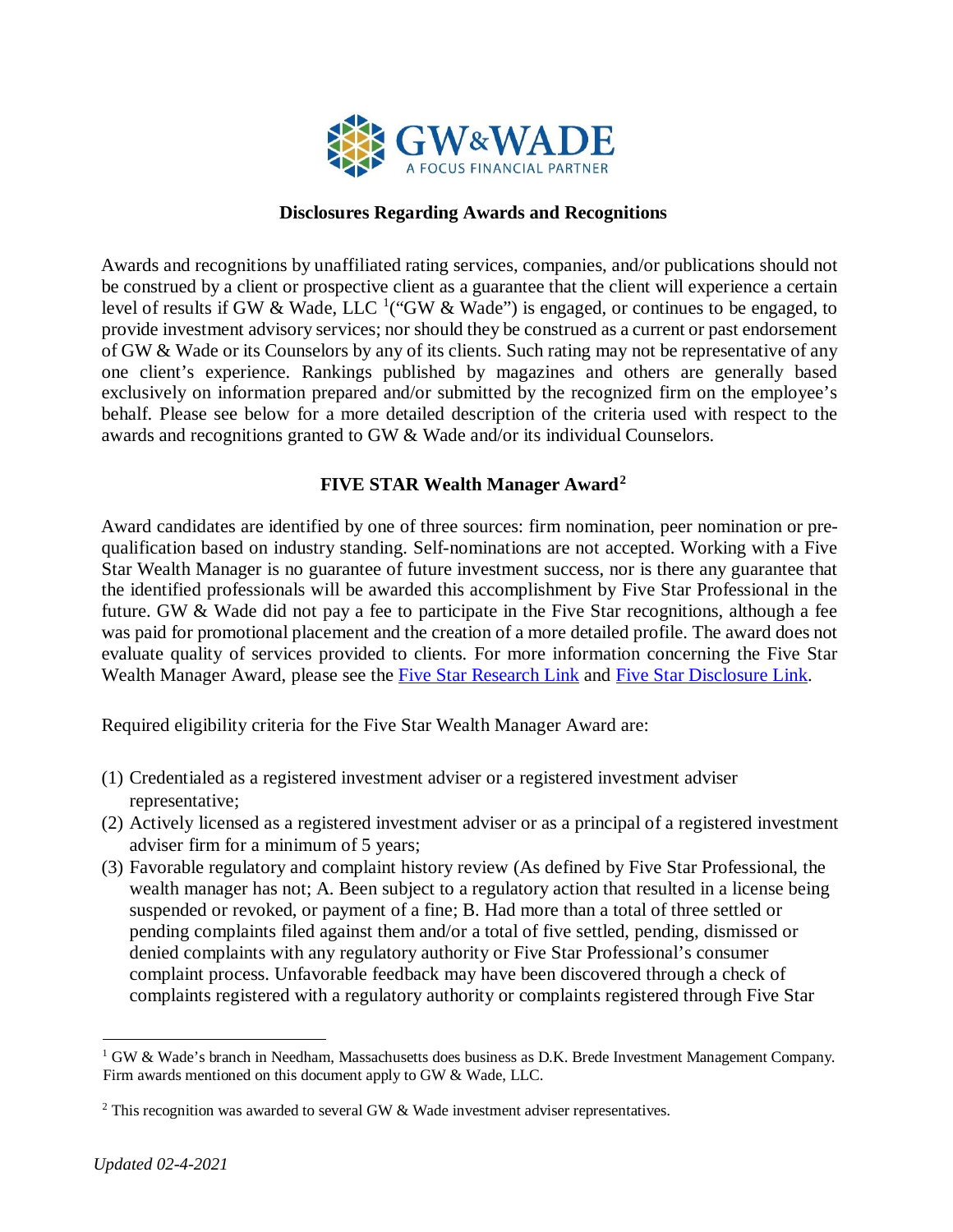GW&WADE
A FOCUS FINANCIAL PARTNER

**Disclosures Regarding Awards and Recognitions**

Awards and recognitions by unaffiliated rating services, companies, and/or publications should not be construed by a client or prospective client as a guarantee that the client will experience a certain level of results if GW & Wade, LLC [1]("GW & Wade") is engaged, or continues to be engaged, to provide investment advisory services; nor should they be construed as a current or past endorsement of GW & Wade or its Counselors by any of its clients. Such rating may not be representative of any one client's experience. Rankings published by magazines and others are generally based exclusively on information prepared and/or submitted by the recognized firm on the employee's behalf. Please see below for a more detailed description of the criteria used with respect to the awards and recognitions granted to GW & Wade and/or its individual Counselors.

**FIVE STAR Wealth Manager Award[2]**

Award candidates are identified by one of three sources: firm nomination, peer nomination or pre-qualification based on industry standing. Self-nominations are not accepted. Working with a Five Star Wealth Manager is no guarantee of future investment success, nor is there any guarantee that the identified professionals will be awarded this accomplishment by Five Star Professional in the future. GW & Wade did not pay a fee to participate in the Five Star recognitions, although a fee was paid for promotional placement and the creation of a more detailed profile. The award does not evaluate quality of services provided to clients. For more information concerning the Five Star Wealth Manager Award, please see the Five Star Research Link and Five Star Disclosure Link.

Required eligibility criteria for the Five Star Wealth Manager Award are:

(1) Credentialed as a registered investment adviser or a registered investment adviser representative;
(2) Actively licensed as a registered investment adviser or as a principal of a registered investment adviser firm for a minimum of 5 years;
(3) Favorable regulatory and complaint history review (As defined by Five Star Professional, the wealth manager has not; A. Been subject to a regulatory action that resulted in a license being suspended or revoked, or payment of a fine; B. Had more than a total of three settled or pending complaints filed against them and/or a total of five settled, pending, dismissed or denied complaints with any regulatory authority or Five Star Professional's consumer complaint process. Unfavorable feedback may have been discovered through a check of complaints registered with a regulatory authority or complaints registered through Five Star

[1] GW & Wade's branch in Needham, Massachusetts does business as D.K. Brede Investment Management Company. Firm awards mentioned on this document apply to GW & Wade, LLC.

[2] This recognition was awarded to several GW & Wade investment adviser representatives.

*Updated 02-4-2021*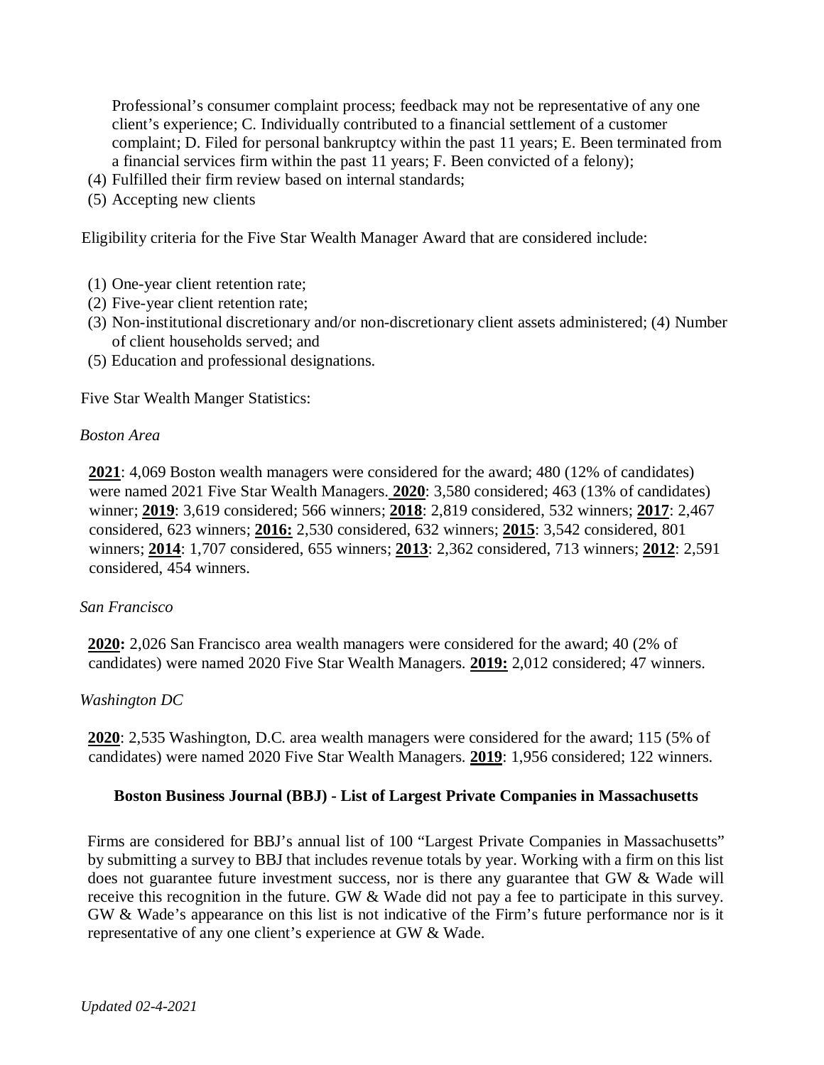Professional's consumer complaint process; feedback may not be representative of any one client's experience; C. Individually contributed to a financial settlement of a customer complaint; D. Filed for personal bankruptcy within the past 11 years; E. Been terminated from a financial services firm within the past 11 years; F. Been convicted of a felony);

(4) Fulfilled their firm review based on internal standards;
(5) Accepting new clients

Eligibility criteria for the Five Star Wealth Manager Award that are considered include:

(1) One-year client retention rate;
(2) Five-year client retention rate;
(3) Non-institutional discretionary and/or non-discretionary client assets administered; (4) Number of client households served; and
(5) Education and professional designations.

Five Star Wealth Manger Statistics:

*Boston Area*

**2021**: 4,069 Boston wealth managers were considered for the award; 480 (12% of candidates) were named 2021 Five Star Wealth Managers. **2020**: 3,580 considered; 463 (13% of candidates) winner; **2019**: 3,619 considered; 566 winners; **2018**: 2,819 considered, 532 winners; **2017**: 2,467 considered, 623 winners; **2016:** 2,530 considered, 632 winners; **2015**: 3,542 considered, 801 winners; **2014**: 1,707 considered, 655 winners; **2013**: 2,362 considered, 713 winners; **2012**: 2,591 considered, 454 winners.

*San Francisco*

**2020:** 2,026 San Francisco area wealth managers were considered for the award; 40 (2% of candidates) were named 2020 Five Star Wealth Managers. **2019:** 2,012 considered; 47 winners.

*Washington DC*

**2020**: 2,535 Washington, D.C. area wealth managers were considered for the award; 115 (5% of candidates) were named 2020 Five Star Wealth Managers. **2019**: 1,956 considered; 122 winners.

**Boston Business Journal (BBJ) - List of Largest Private Companies in Massachusetts**

Firms are considered for BBJ's annual list of 100 "Largest Private Companies in Massachusetts" by submitting a survey to BBJ that includes revenue totals by year. Working with a firm on this list does not guarantee future investment success, nor is there any guarantee that GW & Wade will receive this recognition in the future. GW & Wade did not pay a fee to participate in this survey. GW & Wade's appearance on this list is not indicative of the Firm's future performance nor is it representative of any one client's experience at GW & Wade.

*Updated 02-4-2021*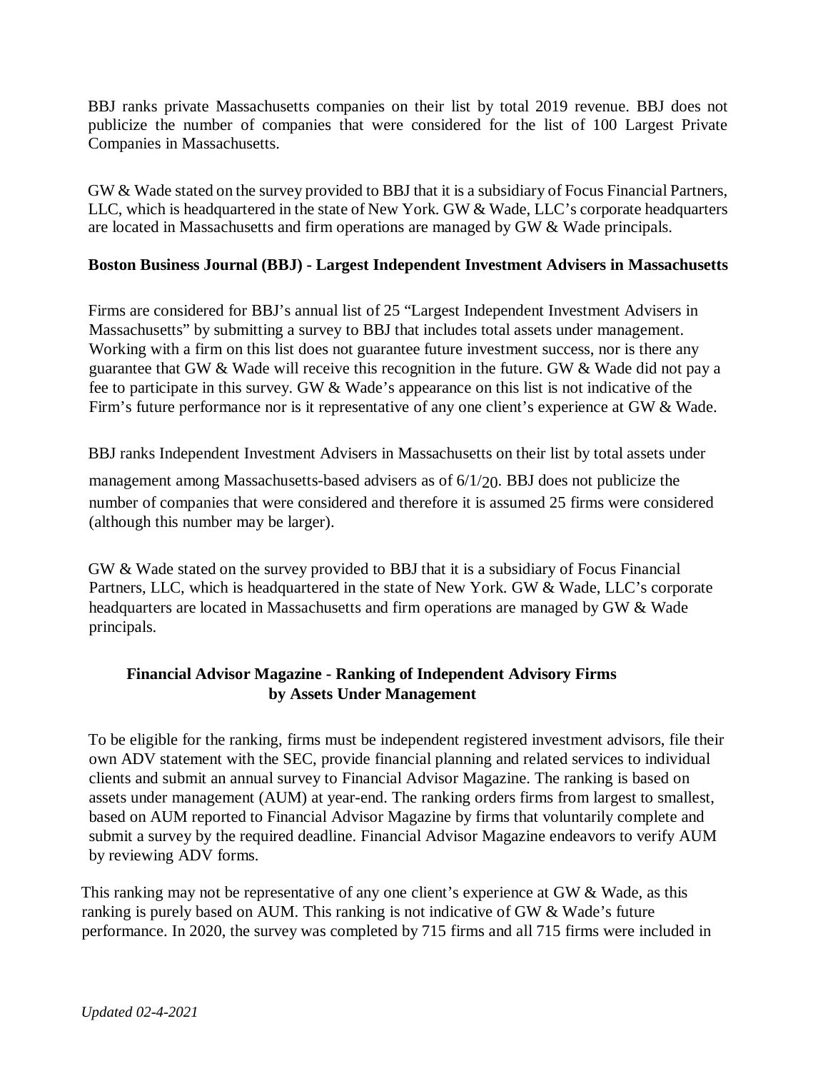BBJ ranks private Massachusetts companies on their list by total 2019 revenue. BBJ does not publicize the number of companies that were considered for the list of 100 Largest Private Companies in Massachusetts.

GW & Wade stated on the survey provided to BBJ that it is a subsidiary of Focus Financial Partners, LLC, which is headquartered in the state of New York. GW & Wade, LLC's corporate headquarters are located in Massachusetts and firm operations are managed by GW & Wade principals.

**Boston Business Journal (BBJ) - Largest Independent Investment Advisers in Massachusetts**

Firms are considered for BBJ's annual list of 25 "Largest Independent Investment Advisers in Massachusetts" by submitting a survey to BBJ that includes total assets under management. Working with a firm on this list does not guarantee future investment success, nor is there any guarantee that GW & Wade will receive this recognition in the future. GW & Wade did not pay a fee to participate in this survey. GW & Wade's appearance on this list is not indicative of the Firm's future performance nor is it representative of any one client's experience at GW & Wade.

BBJ ranks Independent Investment Advisers in Massachusetts on their list by total assets under management among Massachusetts-based advisers as of 6/1/20. BBJ does not publicize the number of companies that were considered and therefore it is assumed 25 firms were considered (although this number may be larger).

GW & Wade stated on the survey provided to BBJ that it is a subsidiary of Focus Financial Partners, LLC, which is headquartered in the state of New York. GW & Wade, LLC's corporate headquarters are located in Massachusetts and firm operations are managed by GW & Wade principals.

**Financial Advisor Magazine - Ranking of Independent Advisory Firms by Assets Under Management**

To be eligible for the ranking, firms must be independent registered investment advisors, file their own ADV statement with the SEC, provide financial planning and related services to individual clients and submit an annual survey to Financial Advisor Magazine. The ranking is based on assets under management (AUM) at year-end. The ranking orders firms from largest to smallest, based on AUM reported to Financial Advisor Magazine by firms that voluntarily complete and submit a survey by the required deadline. Financial Advisor Magazine endeavors to verify AUM by reviewing ADV forms.

This ranking may not be representative of any one client's experience at GW & Wade, as this ranking is purely based on AUM. This ranking is not indicative of GW & Wade's future performance. In 2020, the survey was completed by 715 firms and all 715 firms were included in

*Updated 02-4-2021*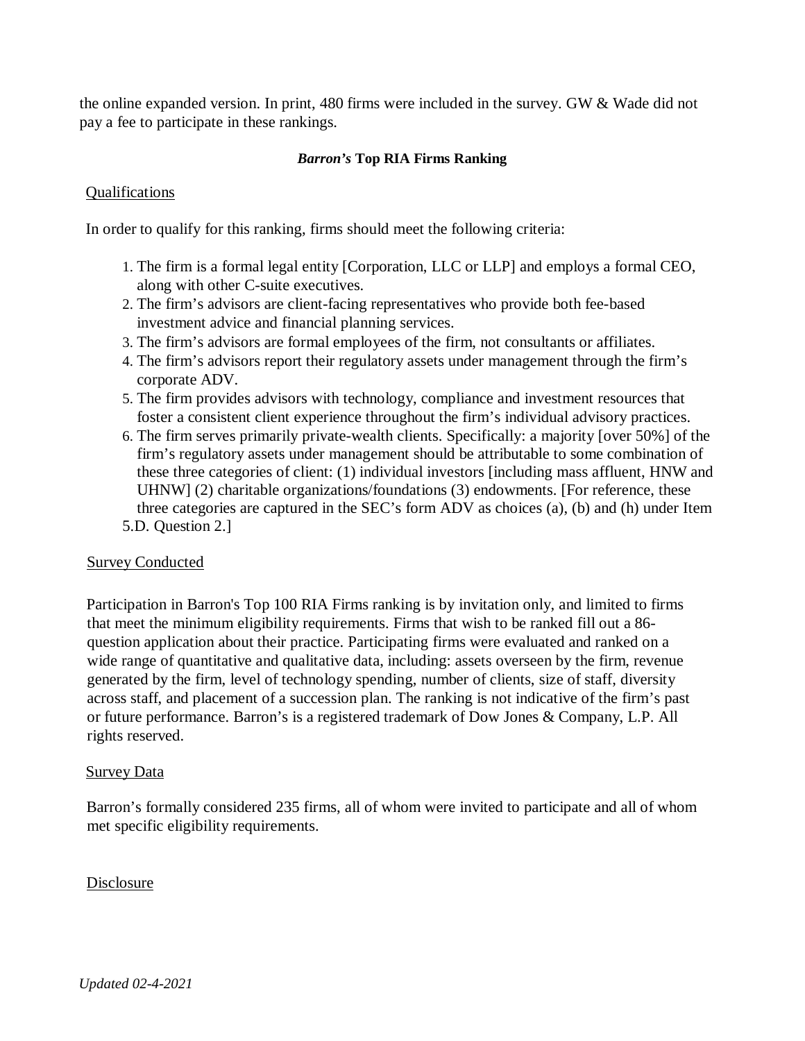the online expanded version. In print, 480 firms were included in the survey. GW & Wade did not pay a fee to participate in these rankings.

### *Barron's* Top RIA Firms Ranking

Qualifications

In order to qualify for this ranking, firms should meet the following criteria:

1. The firm is a formal legal entity [Corporation, LLC or LLP] and employs a formal CEO, along with other C-suite executives.
2. The firm's advisors are client-facing representatives who provide both fee-based investment advice and financial planning services.
3. The firm's advisors are formal employees of the firm, not consultants or affiliates.
4. The firm's advisors report their regulatory assets under management through the firm's corporate ADV.
5. The firm provides advisors with technology, compliance and investment resources that foster a consistent client experience throughout the firm's individual advisory practices.
6. The firm serves primarily private-wealth clients. Specifically: a majority [over 50%] of the firm's regulatory assets under management should be attributable to some combination of these three categories of client: (1) individual investors [including mass affluent, HNW and UHNW] (2) charitable organizations/foundations (3) endowments. [For reference, these three categories are captured in the SEC's form ADV as choices (a), (b) and (h) under Item 5.D. Question 2.]

Survey Conducted

Participation in Barron's Top 100 RIA Firms ranking is by invitation only, and limited to firms that meet the minimum eligibility requirements. Firms that wish to be ranked fill out a 86-question application about their practice. Participating firms were evaluated and ranked on a wide range of quantitative and qualitative data, including: assets overseen by the firm, revenue generated by the firm, level of technology spending, number of clients, size of staff, diversity across staff, and placement of a succession plan. The ranking is not indicative of the firm's past or future performance. Barron's is a registered trademark of Dow Jones & Company, L.P. All rights reserved.

Survey Data

Barron's formally considered 235 firms, all of whom were invited to participate and all of whom met specific eligibility requirements.

Disclosure

*Updated 02-4-2021*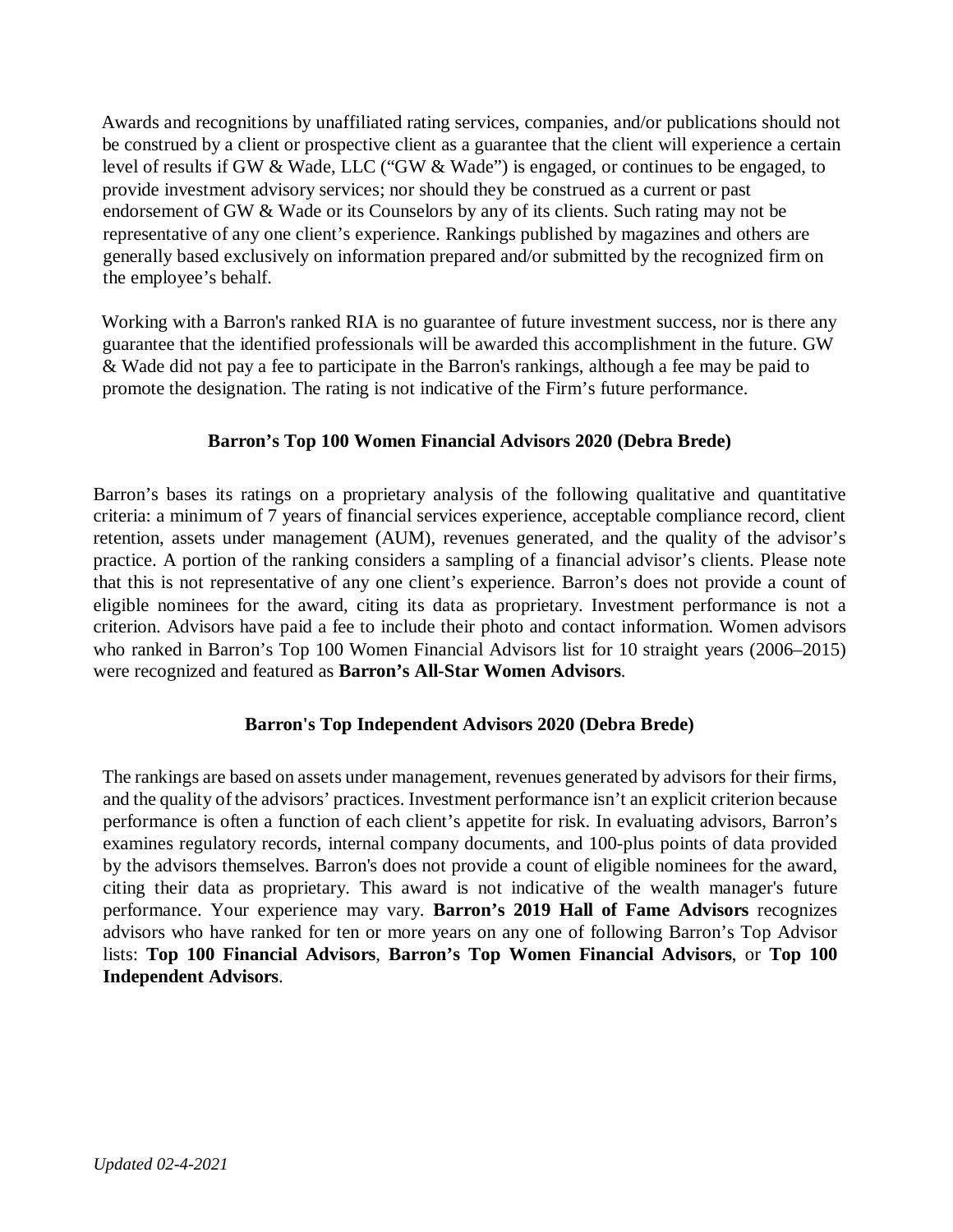Awards and recognitions by unaffiliated rating services, companies, and/or publications should not be construed by a client or prospective client as a guarantee that the client will experience a certain level of results if GW & Wade, LLC ("GW & Wade") is engaged, or continues to be engaged, to provide investment advisory services; nor should they be construed as a current or past endorsement of GW & Wade or its Counselors by any of its clients. Such rating may not be representative of any one client's experience. Rankings published by magazines and others are generally based exclusively on information prepared and/or submitted by the recognized firm on the employee's behalf.

Working with a Barron's ranked RIA is no guarantee of future investment success, nor is there any guarantee that the identified professionals will be awarded this accomplishment in the future. GW & Wade did not pay a fee to participate in the Barron's rankings, although a fee may be paid to promote the designation. The rating is not indicative of the Firm's future performance.

**Barron's Top 100 Women Financial Advisors 2020 (Debra Brede)**

Barron's bases its ratings on a proprietary analysis of the following qualitative and quantitative criteria: a minimum of 7 years of financial services experience, acceptable compliance record, client retention, assets under management (AUM), revenues generated, and the quality of the advisor's practice. A portion of the ranking considers a sampling of a financial advisor's clients. Please note that this is not representative of any one client's experience. Barron's does not provide a count of eligible nominees for the award, citing its data as proprietary. Investment performance is not a criterion. Advisors have paid a fee to include their photo and contact information. Women advisors who ranked in Barron's Top 100 Women Financial Advisors list for 10 straight years (2006–2015) were recognized and featured as **Barron's All-Star Women Advisors**.

**Barron's Top Independent Advisors 2020 (Debra Brede)**

The rankings are based on assets under management, revenues generated by advisors for their firms, and the quality of the advisors' practices. Investment performance isn't an explicit criterion because performance is often a function of each client's appetite for risk. In evaluating advisors, Barron's examines regulatory records, internal company documents, and 100-plus points of data provided by the advisors themselves. Barron's does not provide a count of eligible nominees for the award, citing their data as proprietary. This award is not indicative of the wealth manager's future performance. Your experience may vary. **Barron's 2019 Hall of Fame Advisors** recognizes advisors who have ranked for ten or more years on any one of following Barron's Top Advisor lists: **Top 100 Financial Advisors**, **Barron's Top Women Financial Advisors**, or **Top 100 Independent Advisors**.

*Updated 02-4-2021*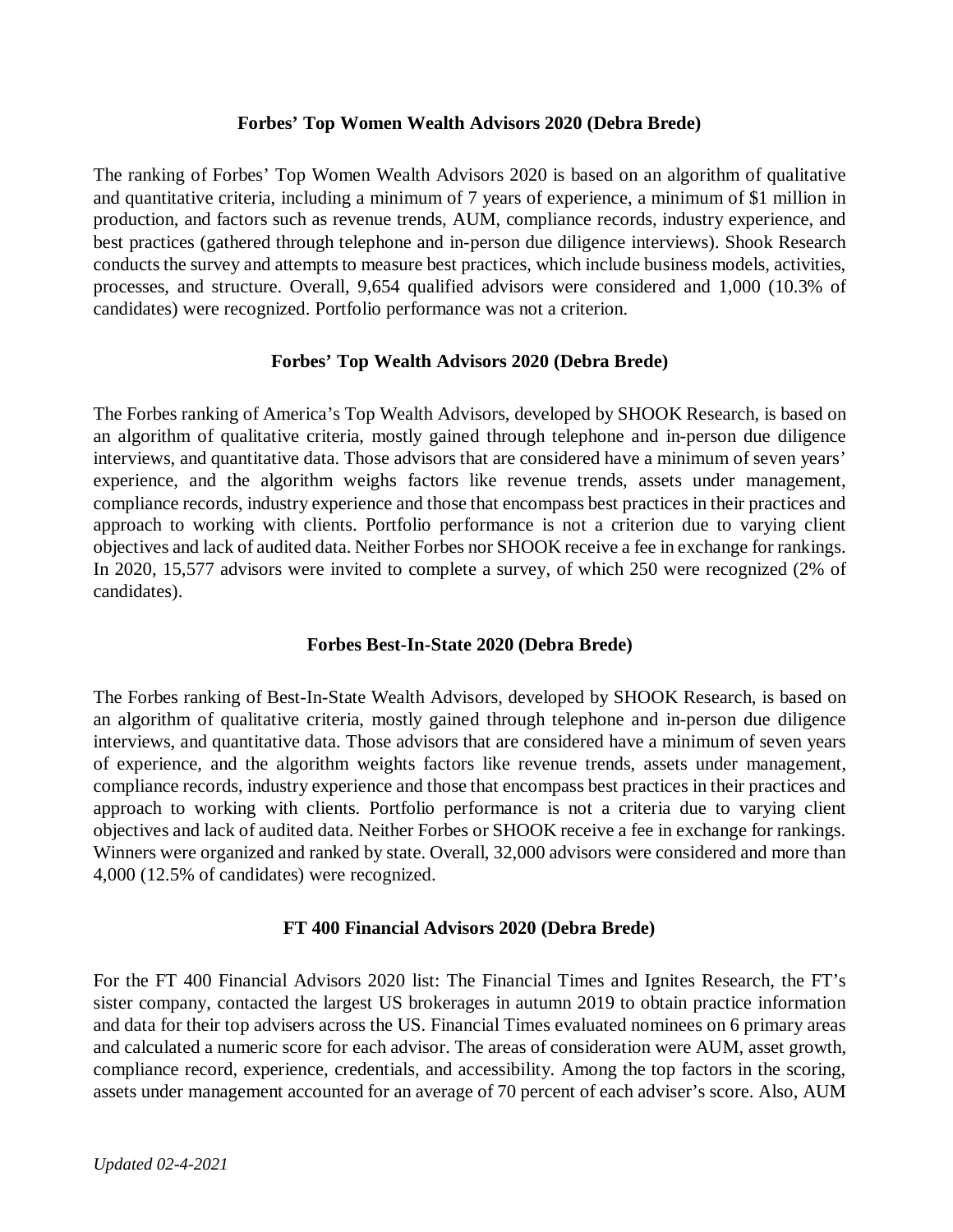### Forbes' Top Women Wealth Advisors 2020 (Debra Brede)

The ranking of Forbes' Top Women Wealth Advisors 2020 is based on an algorithm of qualitative and quantitative criteria, including a minimum of 7 years of experience, a minimum of $1 million in production, and factors such as revenue trends, AUM, compliance records, industry experience, and best practices (gathered through telephone and in-person due diligence interviews). Shook Research conducts the survey and attempts to measure best practices, which include business models, activities, processes, and structure. Overall, 9,654 qualified advisors were considered and 1,000 (10.3% of candidates) were recognized. Portfolio performance was not a criterion.

### Forbes' Top Wealth Advisors 2020 (Debra Brede)

The Forbes ranking of America's Top Wealth Advisors, developed by SHOOK Research, is based on an algorithm of qualitative criteria, mostly gained through telephone and in-person due diligence interviews, and quantitative data. Those advisors that are considered have a minimum of seven years' experience, and the algorithm weighs factors like revenue trends, assets under management, compliance records, industry experience and those that encompass best practices in their practices and approach to working with clients. Portfolio performance is not a criterion due to varying client objectives and lack of audited data. Neither Forbes nor SHOOK receive a fee in exchange for rankings. In 2020, 15,577 advisors were invited to complete a survey, of which 250 were recognized (2% of candidates).

### Forbes Best-In-State 2020 (Debra Brede)

The Forbes ranking of Best-In-State Wealth Advisors, developed by SHOOK Research, is based on an algorithm of qualitative criteria, mostly gained through telephone and in-person due diligence interviews, and quantitative data. Those advisors that are considered have a minimum of seven years of experience, and the algorithm weights factors like revenue trends, assets under management, compliance records, industry experience and those that encompass best practices in their practices and approach to working with clients. Portfolio performance is not a criteria due to varying client objectives and lack of audited data. Neither Forbes or SHOOK receive a fee in exchange for rankings. Winners were organized and ranked by state. Overall, 32,000 advisors were considered and more than 4,000 (12.5% of candidates) were recognized.

### FT 400 Financial Advisors 2020 (Debra Brede)

For the FT 400 Financial Advisors 2020 list: The Financial Times and Ignites Research, the FT's sister company, contacted the largest US brokerages in autumn 2019 to obtain practice information and data for their top advisers across the US. Financial Times evaluated nominees on 6 primary areas and calculated a numeric score for each advisor. The areas of consideration were AUM, asset growth, compliance record, experience, credentials, and accessibility. Among the top factors in the scoring, assets under management accounted for an average of 70 percent of each adviser's score. Also, AUM

*Updated 02-4-2021*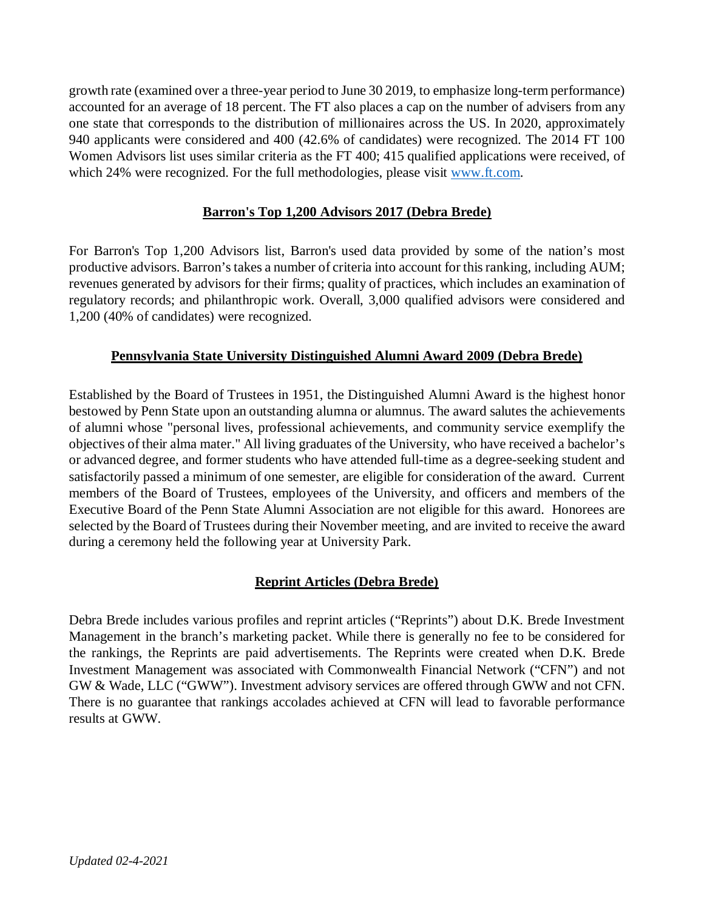growth rate (examined over a three-year period to June 30 2019, to emphasize long-term performance) accounted for an average of 18 percent. The FT also places a cap on the number of advisers from any one state that corresponds to the distribution of millionaires across the US. In 2020, approximately 940 applicants were considered and 400 (42.6% of candidates) were recognized. The 2014 FT 100 Women Advisors list uses similar criteria as the FT 400; 415 qualified applications were received, of which 24% were recognized. For the full methodologies, please visit [www.ft.com](http://www.ft.com).

## Barron's Top 1,200 Advisors 2017 (Debra Brede)

For Barron's Top 1,200 Advisors list, Barron's used data provided by some of the nation's most productive advisors. Barron's takes a number of criteria into account for this ranking, including AUM; revenues generated by advisors for their firms; quality of practices, which includes an examination of regulatory records; and philanthropic work. Overall, 3,000 qualified advisors were considered and 1,200 (40% of candidates) were recognized.

## Pennsylvania State University Distinguished Alumni Award 2009 (Debra Brede)

Established by the Board of Trustees in 1951, the Distinguished Alumni Award is the highest honor bestowed by Penn State upon an outstanding alumna or alumnus. The award salutes the achievements of alumni whose "personal lives, professional achievements, and community service exemplify the objectives of their alma mater." All living graduates of the University, who have received a bachelor's or advanced degree, and former students who have attended full-time as a degree-seeking student and satisfactorily passed a minimum of one semester, are eligible for consideration of the award. Current members of the Board of Trustees, employees of the University, and officers and members of the Executive Board of the Penn State Alumni Association are not eligible for this award. Honorees are selected by the Board of Trustees during their November meeting, and are invited to receive the award during a ceremony held the following year at University Park.

## Reprint Articles (Debra Brede)

Debra Brede includes various profiles and reprint articles ("Reprints") about D.K. Brede Investment Management in the branch's marketing packet. While there is generally no fee to be considered for the rankings, the Reprints are paid advertisements. The Reprints were created when D.K. Brede Investment Management was associated with Commonwealth Financial Network ("CFN") and not GW & Wade, LLC ("GWW"). Investment advisory services are offered through GWW and not CFN. There is no guarantee that rankings accolades achieved at CFN will lead to favorable performance results at GWW.

*Updated 02-4-2021*